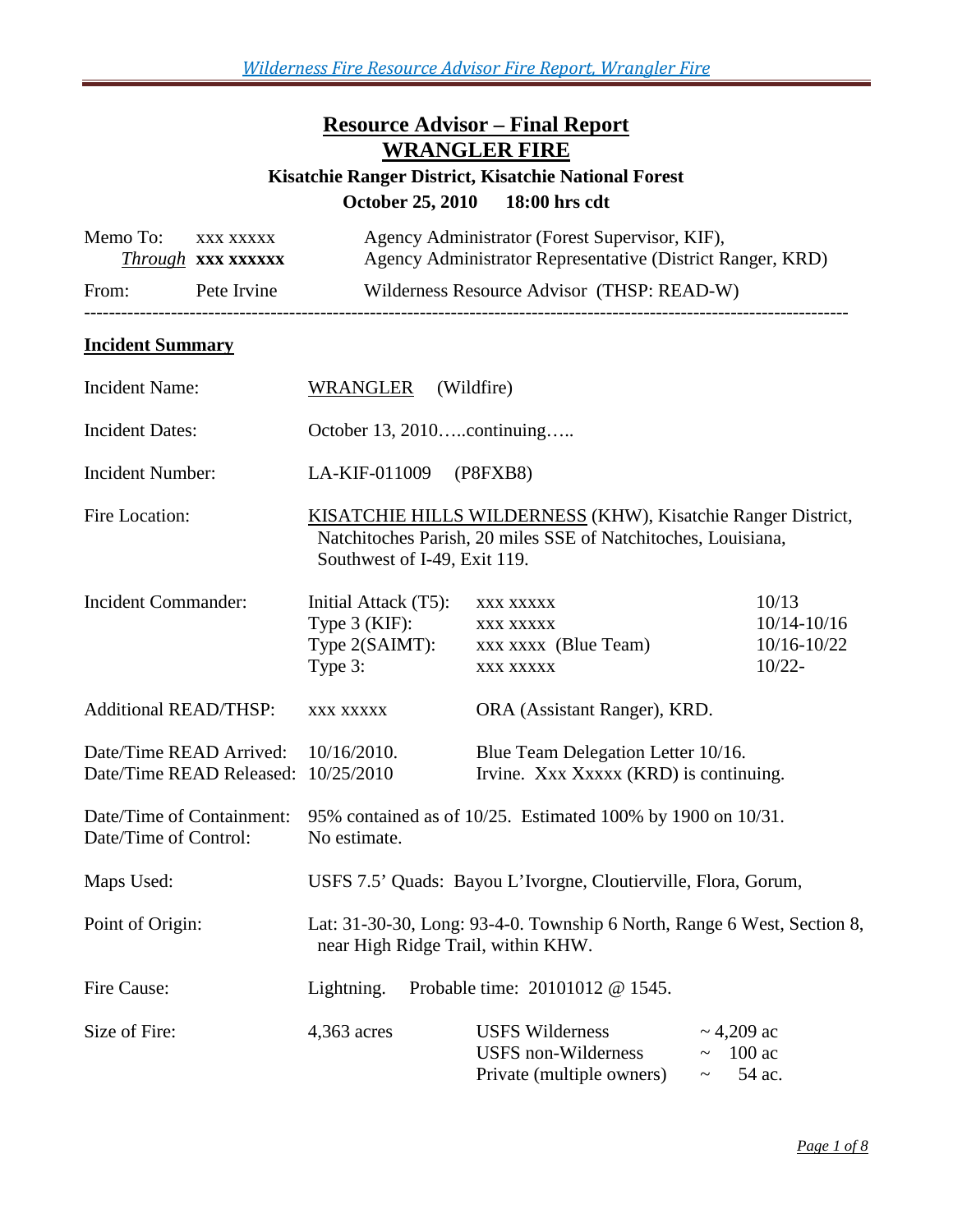# Resource Advisor – Final Report
## WRANGLER FIRE

**Kisatchie Ranger District, Kisatchie National Forest**

**October 25, 2010 18:00 hrs cdt**

| | | |
|---|---|---|
| Memo To: | xxx xxxxx | Agency Administrator (Forest Supervisor, KIF), |
| *Through* | **xxx xxxxxx** | Agency Administrator Representative (District Ranger, KRD) |
| From: | Pete Irvine | Wilderness Resource Advisor (THSP: READ-W) |

---

### Incident Summary

**Incident Name:** WRANGLER (Wildfire)

**Incident Dates:** October 13, 2010…..continuing…..

**Incident Number:** LA-KIF-011009 (P8FXB8)

**Fire Location:** KISATCHIE HILLS WILDERNESS (KHW), Kisatchie Ranger District, Natchitoches Parish, 20 miles SSE of Natchitoches, Louisiana, Southwest of I-49, Exit 119.

**Incident Commander:**

| Type | Name | Dates |
|---|---|---|
| Initial Attack (T5): | xxx xxxxx | 10/13 |
| Type 3 (KIF): | xxx xxxxx | 10/14-10/16 |
| Type 2(SAIMT): | xxx xxxx (Blue Team) | 10/16-10/22 |
| Type 3: | xxx xxxxx | 10/22- |

**Additional READ/THSP:** xxx xxxxx — ORA (Assistant Ranger), KRD.

**Date/Time READ Arrived:** 10/16/2010. — Blue Team Delegation Letter 10/16.
**Date/Time READ Released:** 10/25/2010 — Irvine. Xxx Xxxxx (KRD) is continuing.

**Date/Time of Containment:** 95% contained as of 10/25. Estimated 100% by 1900 on 10/31.
**Date/Time of Control:** No estimate.

**Maps Used:** USFS 7.5' Quads: Bayou L'Ivorgne, Cloutierville, Flora, Gorum,

**Point of Origin:** Lat: 31-30-30, Long: 93-4-0. Township 6 North, Range 6 West, Section 8, near High Ridge Trail, within KHW.

**Fire Cause:** Lightning. Probable time: 20101012 @ 1545.

**Size of Fire:** 4,363 acres

| Ownership | Acres |
|---|---|
| USFS Wilderness | ~ 4,209 ac |
| USFS non-Wilderness | ~ 100 ac |
| Private (multiple owners) | ~ 54 ac. |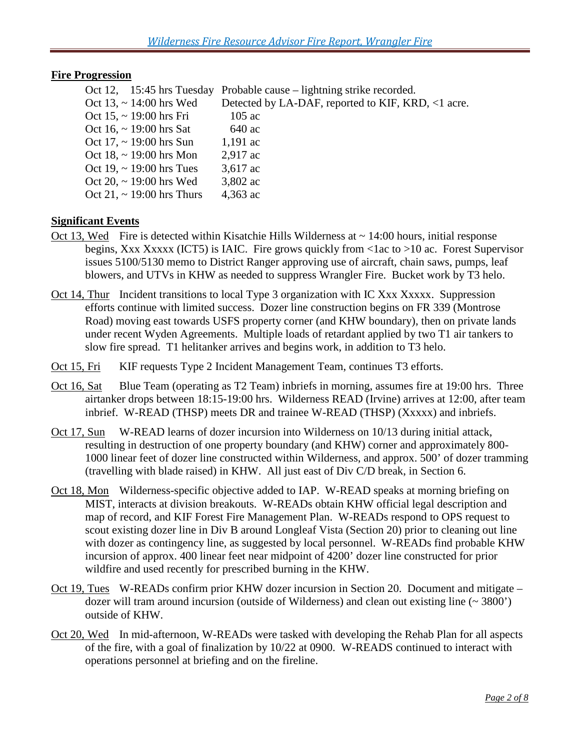**Fire Progression**

| | |
|---|---|
| Oct 12, 15:45 hrs Tuesday | Probable cause – lightning strike recorded. |
| Oct 13, ~ 14:00 hrs Wed | Detected by LA-DAF, reported to KIF, KRD, <1 acre. |
| Oct 15, ~ 19:00 hrs Fri | 105 ac |
| Oct 16, ~ 19:00 hrs Sat | 640 ac |
| Oct 17, ~ 19:00 hrs Sun | 1,191 ac |
| Oct 18, ~ 19:00 hrs Mon | 2,917 ac |
| Oct 19, ~ 19:00 hrs Tues | 3,617 ac |
| Oct 20, ~ 19:00 hrs Wed | 3,802 ac |
| Oct 21, ~ 19:00 hrs Thurs | 4,363 ac |

**Significant Events**

Oct 13, Wed Fire is detected within Kisatchie Hills Wilderness at ~ 14:00 hours, initial response begins, Xxx Xxxxx (ICT5) is IAIC. Fire grows quickly from <1ac to >10 ac. Forest Supervisor issues 5100/5130 memo to District Ranger approving use of aircraft, chain saws, pumps, leaf blowers, and UTVs in KHW as needed to suppress Wrangler Fire. Bucket work by T3 helo.

Oct 14, Thur Incident transitions to local Type 3 organization with IC Xxx Xxxxx. Suppression efforts continue with limited success. Dozer line construction begins on FR 339 (Montrose Road) moving east towards USFS property corner (and KHW boundary), then on private lands under recent Wyden Agreements. Multiple loads of retardant applied by two T1 air tankers to slow fire spread. T1 helitanker arrives and begins work, in addition to T3 helo.

Oct 15, Fri KIF requests Type 2 Incident Management Team, continues T3 efforts.

Oct 16, Sat Blue Team (operating as T2 Team) inbriefs in morning, assumes fire at 19:00 hrs. Three airtanker drops between 18:15-19:00 hrs. Wilderness READ (Irvine) arrives at 12:00, after team inbrief. W-READ (THSP) meets DR and trainee W-READ (THSP) (Xxxxx) and inbriefs.

Oct 17, Sun W-READ learns of dozer incursion into Wilderness on 10/13 during initial attack, resulting in destruction of one property boundary (and KHW) corner and approximately 800-1000 linear feet of dozer line constructed within Wilderness, and approx. 500' of dozer tramming (travelling with blade raised) in KHW. All just east of Div C/D break, in Section 6.

Oct 18, Mon Wilderness-specific objective added to IAP. W-READ speaks at morning briefing on MIST, interacts at division breakouts. W-READs obtain KHW official legal description and map of record, and KIF Forest Fire Management Plan. W-READs respond to OPS request to scout existing dozer line in Div B around Longleaf Vista (Section 20) prior to cleaning out line with dozer as contingency line, as suggested by local personnel. W-READs find probable KHW incursion of approx. 400 linear feet near midpoint of 4200' dozer line constructed for prior wildfire and used recently for prescribed burning in the KHW.

Oct 19, Tues W-READs confirm prior KHW dozer incursion in Section 20. Document and mitigate – dozer will tram around incursion (outside of Wilderness) and clean out existing line (~ 3800') outside of KHW.

Oct 20, Wed In mid-afternoon, W-READs were tasked with developing the Rehab Plan for all aspects of the fire, with a goal of finalization by 10/22 at 0900. W-READS continued to interact with operations personnel at briefing and on the fireline.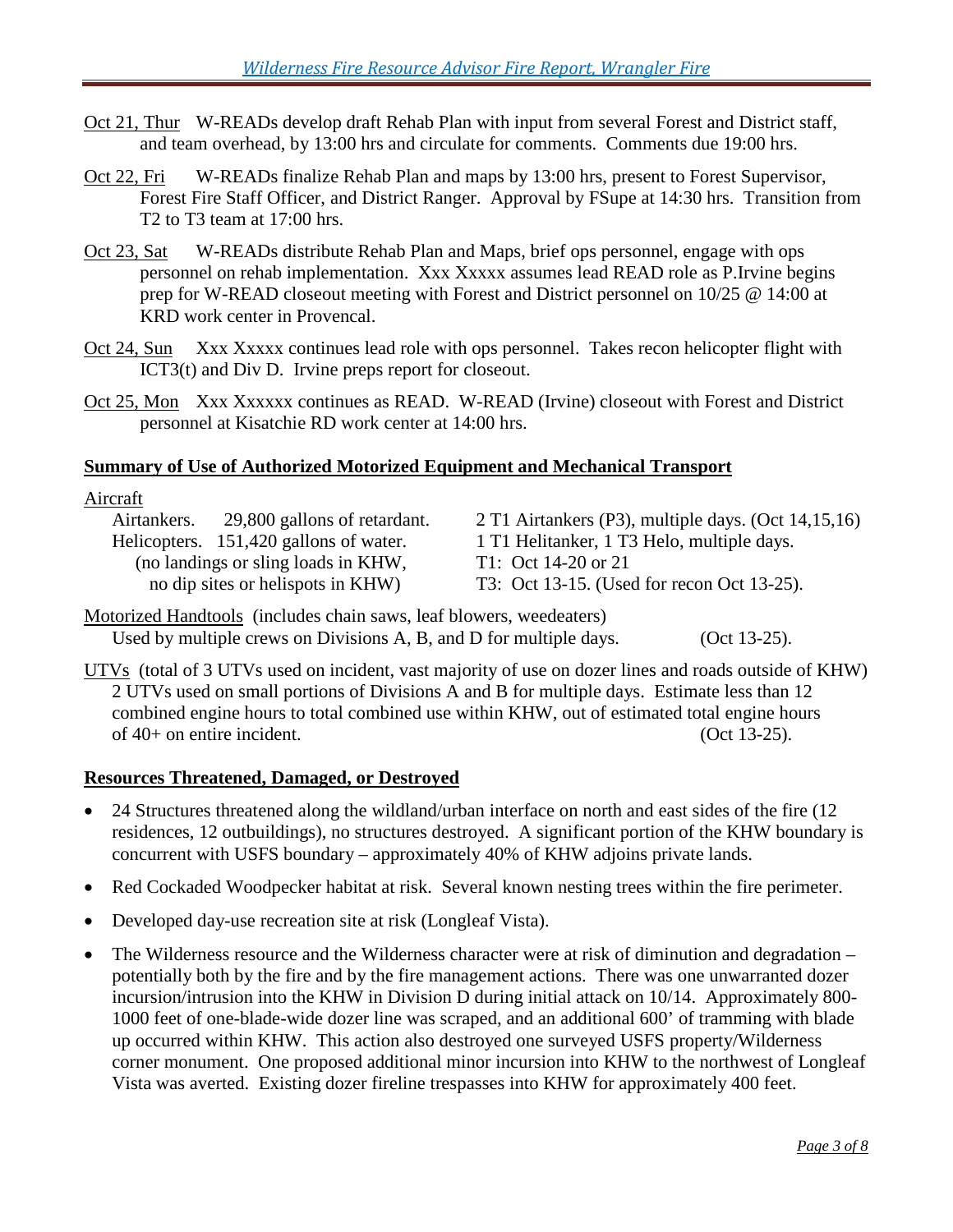Oct 21, Thur W-READs develop draft Rehab Plan with input from several Forest and District staff, and team overhead, by 13:00 hrs and circulate for comments. Comments due 19:00 hrs.

Oct 22, Fri W-READs finalize Rehab Plan and maps by 13:00 hrs, present to Forest Supervisor, Forest Fire Staff Officer, and District Ranger. Approval by FSupe at 14:30 hrs. Transition from T2 to T3 team at 17:00 hrs.

Oct 23, Sat W-READs distribute Rehab Plan and Maps, brief ops personnel, engage with ops personnel on rehab implementation. Xxx Xxxxx assumes lead READ role as P.Irvine begins prep for W-READ closeout meeting with Forest and District personnel on 10/25 @ 14:00 at KRD work center in Provencal.

Oct 24, Sun Xxx Xxxxx continues lead role with ops personnel. Takes recon helicopter flight with ICT3(t) and Div D. Irvine preps report for closeout.

Oct 25, Mon Xxx Xxxxxx continues as READ. W-READ (Irvine) closeout with Forest and District personnel at Kisatchie RD work center at 14:00 hrs.

## Summary of Use of Authorized Motorized Equipment and Mechanical Transport

Aircraft

Airtankers. 29,800 gallons of retardant. — 2 T1 Airtankers (P3), multiple days. (Oct 14,15,16)

Helicopters. 151,420 gallons of water. (no landings or sling loads in KHW, no dip sites or helispots in KHW) — 1 T1 Helitanker, 1 T3 Helo, multiple days.
T1: Oct 14-20 or 21
T3: Oct 13-15. (Used for recon Oct 13-25).

Motorized Handtools (includes chain saws, leaf blowers, weedeaters)
Used by multiple crews on Divisions A, B, and D for multiple days. (Oct 13-25).

UTVs (total of 3 UTVs used on incident, vast majority of use on dozer lines and roads outside of KHW)
2 UTVs used on small portions of Divisions A and B for multiple days. Estimate less than 12 combined engine hours to total combined use within KHW, out of estimated total engine hours of 40+ on entire incident. (Oct 13-25).

## Resources Threatened, Damaged, or Destroyed

- 24 Structures threatened along the wildland/urban interface on north and east sides of the fire (12 residences, 12 outbuildings), no structures destroyed. A significant portion of the KHW boundary is concurrent with USFS boundary – approximately 40% of KHW adjoins private lands.
- Red Cockaded Woodpecker habitat at risk. Several known nesting trees within the fire perimeter.
- Developed day-use recreation site at risk (Longleaf Vista).
- The Wilderness resource and the Wilderness character were at risk of diminution and degradation – potentially both by the fire and by the fire management actions. There was one unwarranted dozer incursion/intrusion into the KHW in Division D during initial attack on 10/14. Approximately 800-1000 feet of one-blade-wide dozer line was scraped, and an additional 600' of tramming with blade up occurred within KHW. This action also destroyed one surveyed USFS property/Wilderness corner monument. One proposed additional minor incursion into KHW to the northwest of Longleaf Vista was averted. Existing dozer fireline trespasses into KHW for approximately 400 feet.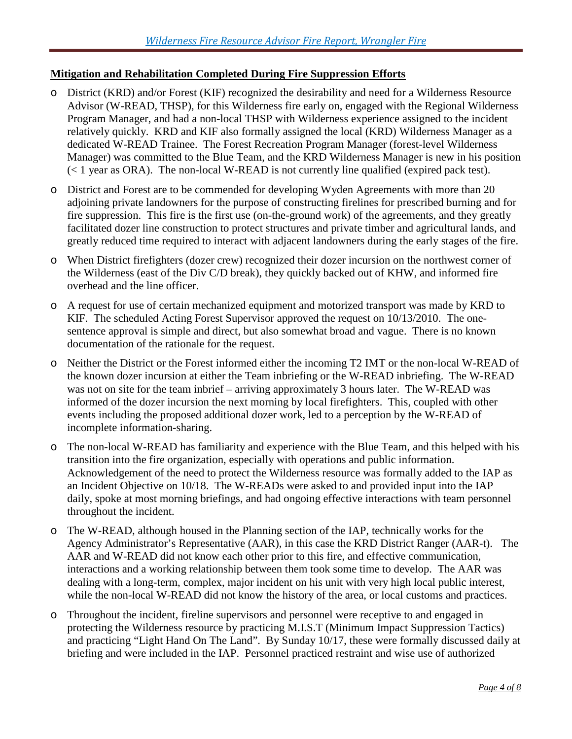**Mitigation and Rehabilitation Completed During Fire Suppression Efforts**

- District (KRD) and/or Forest (KIF) recognized the desirability and need for a Wilderness Resource Advisor (W-READ, THSP), for this Wilderness fire early on, engaged with the Regional Wilderness Program Manager, and had a non-local THSP with Wilderness experience assigned to the incident relatively quickly. KRD and KIF also formally assigned the local (KRD) Wilderness Manager as a dedicated W-READ Trainee. The Forest Recreation Program Manager (forest-level Wilderness Manager) was committed to the Blue Team, and the KRD Wilderness Manager is new in his position (< 1 year as ORA). The non-local W-READ is not currently line qualified (expired pack test).
- District and Forest are to be commended for developing Wyden Agreements with more than 20 adjoining private landowners for the purpose of constructing firelines for prescribed burning and for fire suppression. This fire is the first use (on-the-ground work) of the agreements, and they greatly facilitated dozer line construction to protect structures and private timber and agricultural lands, and greatly reduced time required to interact with adjacent landowners during the early stages of the fire.
- When District firefighters (dozer crew) recognized their dozer incursion on the northwest corner of the Wilderness (east of the Div C/D break), they quickly backed out of KHW, and informed fire overhead and the line officer.
- A request for use of certain mechanized equipment and motorized transport was made by KRD to KIF. The scheduled Acting Forest Supervisor approved the request on 10/13/2010. The one-sentence approval is simple and direct, but also somewhat broad and vague. There is no known documentation of the rationale for the request.
- Neither the District or the Forest informed either the incoming T2 IMT or the non-local W-READ of the known dozer incursion at either the Team inbriefing or the W-READ inbriefing. The W-READ was not on site for the team inbrief – arriving approximately 3 hours later. The W-READ was informed of the dozer incursion the next morning by local firefighters. This, coupled with other events including the proposed additional dozer work, led to a perception by the W-READ of incomplete information-sharing.
- The non-local W-READ has familiarity and experience with the Blue Team, and this helped with his transition into the fire organization, especially with operations and public information. Acknowledgement of the need to protect the Wilderness resource was formally added to the IAP as an Incident Objective on 10/18. The W-READs were asked to and provided input into the IAP daily, spoke at most morning briefings, and had ongoing effective interactions with team personnel throughout the incident.
- The W-READ, although housed in the Planning section of the IAP, technically works for the Agency Administrator's Representative (AAR), in this case the KRD District Ranger (AAR-t). The AAR and W-READ did not know each other prior to this fire, and effective communication, interactions and a working relationship between them took some time to develop. The AAR was dealing with a long-term, complex, major incident on his unit with very high local public interest, while the non-local W-READ did not know the history of the area, or local customs and practices.
- Throughout the incident, fireline supervisors and personnel were receptive to and engaged in protecting the Wilderness resource by practicing M.I.S.T (Minimum Impact Suppression Tactics) and practicing "Light Hand On The Land". By Sunday 10/17, these were formally discussed daily at briefing and were included in the IAP. Personnel practiced restraint and wise use of authorized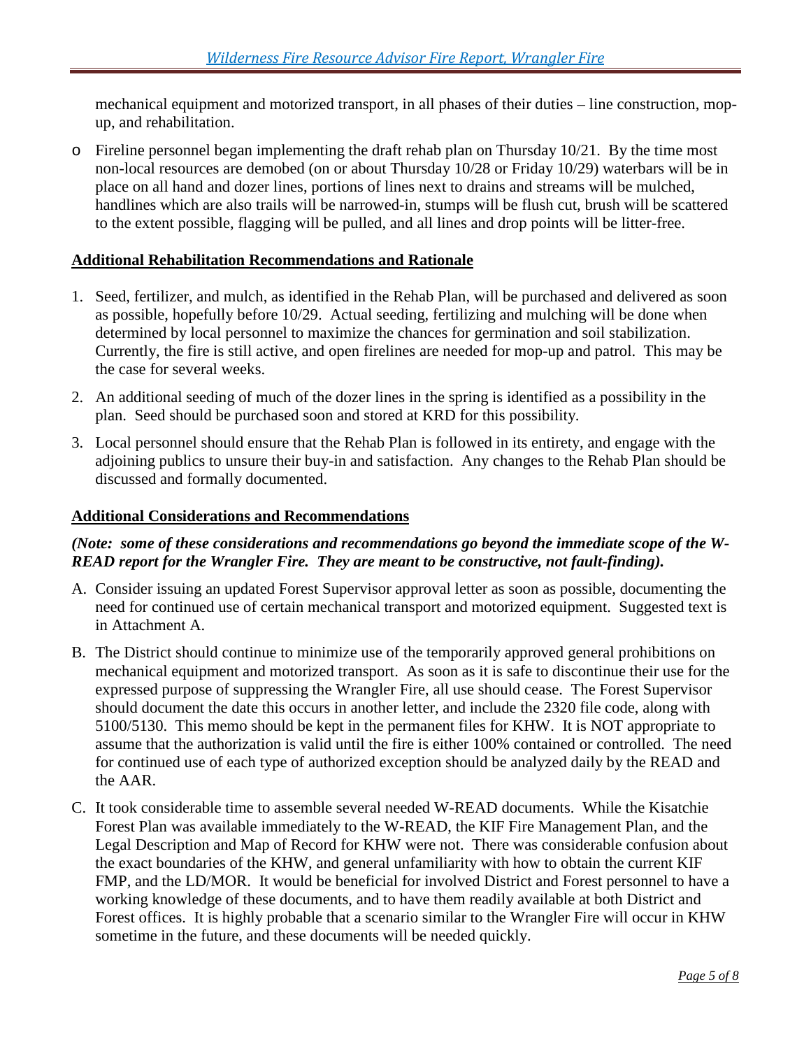mechanical equipment and motorized transport, in all phases of their duties – line construction, mop-up, and rehabilitation.

- Fireline personnel began implementing the draft rehab plan on Thursday 10/21. By the time most non-local resources are demobed (on or about Thursday 10/28 or Friday 10/29) waterbars will be in place on all hand and dozer lines, portions of lines next to drains and streams will be mulched, handlines which are also trails will be narrowed-in, stumps will be flush cut, brush will be scattered to the extent possible, flagging will be pulled, and all lines and drop points will be litter-free.

## Additional Rehabilitation Recommendations and Rationale

1. Seed, fertilizer, and mulch, as identified in the Rehab Plan, will be purchased and delivered as soon as possible, hopefully before 10/29. Actual seeding, fertilizing and mulching will be done when determined by local personnel to maximize the chances for germination and soil stabilization. Currently, the fire is still active, and open firelines are needed for mop-up and patrol. This may be the case for several weeks.
2. An additional seeding of much of the dozer lines in the spring is identified as a possibility in the plan. Seed should be purchased soon and stored at KRD for this possibility.
3. Local personnel should ensure that the Rehab Plan is followed in its entirety, and engage with the adjoining publics to unsure their buy-in and satisfaction. Any changes to the Rehab Plan should be discussed and formally documented.

## Additional Considerations and Recommendations

***(Note: some of these considerations and recommendations go beyond the immediate scope of the W-READ report for the Wrangler Fire. They are meant to be constructive, not fault-finding).***

A. Consider issuing an updated Forest Supervisor approval letter as soon as possible, documenting the need for continued use of certain mechanical transport and motorized equipment. Suggested text is in Attachment A.

B. The District should continue to minimize use of the temporarily approved general prohibitions on mechanical equipment and motorized transport. As soon as it is safe to discontinue their use for the expressed purpose of suppressing the Wrangler Fire, all use should cease. The Forest Supervisor should document the date this occurs in another letter, and include the 2320 file code, along with 5100/5130. This memo should be kept in the permanent files for KHW. It is NOT appropriate to assume that the authorization is valid until the fire is either 100% contained or controlled. The need for continued use of each type of authorized exception should be analyzed daily by the READ and the AAR.

C. It took considerable time to assemble several needed W-READ documents. While the Kisatchie Forest Plan was available immediately to the W-READ, the KIF Fire Management Plan, and the Legal Description and Map of Record for KHW were not. There was considerable confusion about the exact boundaries of the KHW, and general unfamiliarity with how to obtain the current KIF FMP, and the LD/MOR. It would be beneficial for involved District and Forest personnel to have a working knowledge of these documents, and to have them readily available at both District and Forest offices. It is highly probable that a scenario similar to the Wrangler Fire will occur in KHW sometime in the future, and these documents will be needed quickly.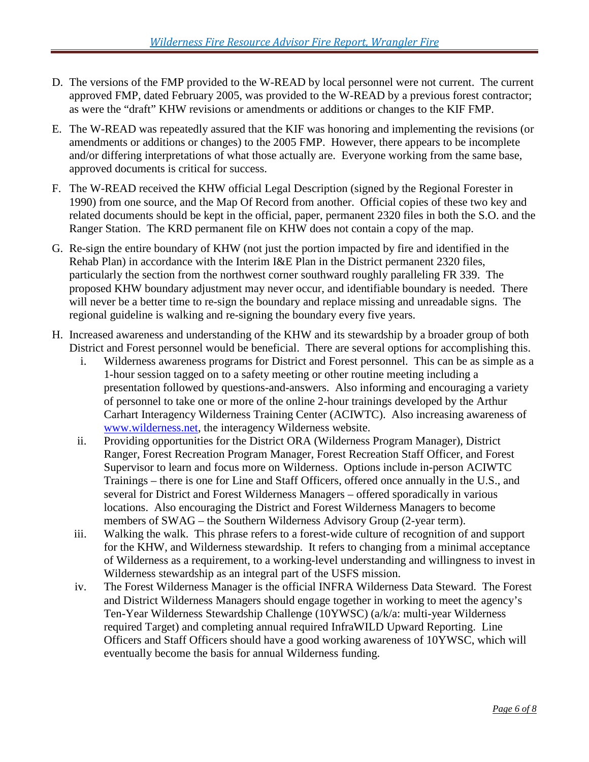D. The versions of the FMP provided to the W-READ by local personnel were not current. The current approved FMP, dated February 2005, was provided to the W-READ by a previous forest contractor; as were the "draft" KHW revisions or amendments or additions or changes to the KIF FMP.

E. The W-READ was repeatedly assured that the KIF was honoring and implementing the revisions (or amendments or additions or changes) to the 2005 FMP. However, there appears to be incomplete and/or differing interpretations of what those actually are. Everyone working from the same base, approved documents is critical for success.

F. The W-READ received the KHW official Legal Description (signed by the Regional Forester in 1990) from one source, and the Map Of Record from another. Official copies of these two key and related documents should be kept in the official, paper, permanent 2320 files in both the S.O. and the Ranger Station. The KRD permanent file on KHW does not contain a copy of the map.

G. Re-sign the entire boundary of KHW (not just the portion impacted by fire and identified in the Rehab Plan) in accordance with the Interim I&E Plan in the District permanent 2320 files, particularly the section from the northwest corner southward roughly paralleling FR 339. The proposed KHW boundary adjustment may never occur, and identifiable boundary is needed. There will never be a better time to re-sign the boundary and replace missing and unreadable signs. The regional guideline is walking and re-signing the boundary every five years.

H. Increased awareness and understanding of the KHW and its stewardship by a broader group of both District and Forest personnel would be beneficial. There are several options for accomplishing this.
   i. Wilderness awareness programs for District and Forest personnel. This can be as simple as a 1-hour session tagged on to a safety meeting or other routine meeting including a presentation followed by questions-and-answers. Also informing and encouraging a variety of personnel to take one or more of the online 2-hour trainings developed by the Arthur Carhart Interagency Wilderness Training Center (ACIWTC). Also increasing awareness of [www.wilderness.net](http://www.wilderness.net), the interagency Wilderness website.
   ii. Providing opportunities for the District ORA (Wilderness Program Manager), District Ranger, Forest Recreation Program Manager, Forest Recreation Staff Officer, and Forest Supervisor to learn and focus more on Wilderness. Options include in-person ACIWTC Trainings – there is one for Line and Staff Officers, offered once annually in the U.S., and several for District and Forest Wilderness Managers – offered sporadically in various locations. Also encouraging the District and Forest Wilderness Managers to become members of SWAG – the Southern Wilderness Advisory Group (2-year term).
   iii. Walking the walk. This phrase refers to a forest-wide culture of recognition of and support for the KHW, and Wilderness stewardship. It refers to changing from a minimal acceptance of Wilderness as a requirement, to a working-level understanding and willingness to invest in Wilderness stewardship as an integral part of the USFS mission.
   iv. The Forest Wilderness Manager is the official INFRA Wilderness Data Steward. The Forest and District Wilderness Managers should engage together in working to meet the agency's Ten-Year Wilderness Stewardship Challenge (10YWSC) (a/k/a: multi-year Wilderness required Target) and completing annual required InfraWILD Upward Reporting. Line Officers and Staff Officers should have a good working awareness of 10YWSC, which will eventually become the basis for annual Wilderness funding.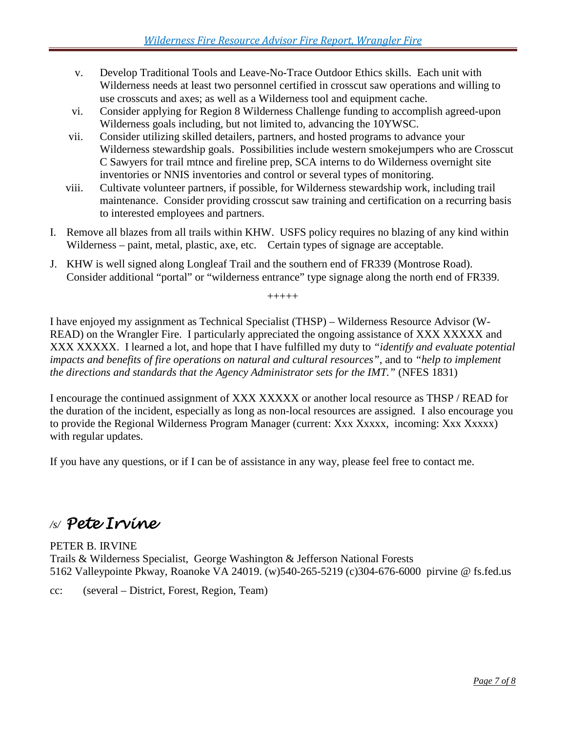v. Develop Traditional Tools and Leave-No-Trace Outdoor Ethics skills. Each unit with Wilderness needs at least two personnel certified in crosscut saw operations and willing to use crosscuts and axes; as well as a Wilderness tool and equipment cache.

vi. Consider applying for Region 8 Wilderness Challenge funding to accomplish agreed-upon Wilderness goals including, but not limited to, advancing the 10YWSC.

vii. Consider utilizing skilled detailers, partners, and hosted programs to advance your Wilderness stewardship goals. Possibilities include western smokejumpers who are Crosscut C Sawyers for trail mtnce and fireline prep, SCA interns to do Wilderness overnight site inventories or NNIS inventories and control or several types of monitoring.

viii. Cultivate volunteer partners, if possible, for Wilderness stewardship work, including trail maintenance. Consider providing crosscut saw training and certification on a recurring basis to interested employees and partners.

I. Remove all blazes from all trails within KHW. USFS policy requires no blazing of any kind within Wilderness – paint, metal, plastic, axe, etc. Certain types of signage are acceptable.

J. KHW is well signed along Longleaf Trail and the southern end of FR339 (Montrose Road). Consider additional "portal" or "wilderness entrance" type signage along the north end of FR339.

+++++

I have enjoyed my assignment as Technical Specialist (THSP) – Wilderness Resource Advisor (W-READ) on the Wrangler Fire. I particularly appreciated the ongoing assistance of XXX XXXXX and XXX XXXXX. I learned a lot, and hope that I have fulfilled my duty to *"identify and evaluate potential impacts and benefits of fire operations on natural and cultural resources"*, and to *"help to implement the directions and standards that the Agency Administrator sets for the IMT."* (NFES 1831)

I encourage the continued assignment of XXX XXXXX or another local resource as THSP / READ for the duration of the incident, especially as long as non-local resources are assigned. I also encourage you to provide the Regional Wilderness Program Manager (current: Xxx Xxxxx, incoming: Xxx Xxxxx) with regular updates.

If you have any questions, or if I can be of assistance in any way, please feel free to contact me.

/s/ *Pete Irvine*

PETER B. IRVINE
Trails & Wilderness Specialist, George Washington & Jefferson National Forests
5162 Valleypointe Pkway, Roanoke VA 24019. (w)540-265-5219 (c)304-676-6000 pirvine @ fs.fed.us

cc: (several – District, Forest, Region, Team)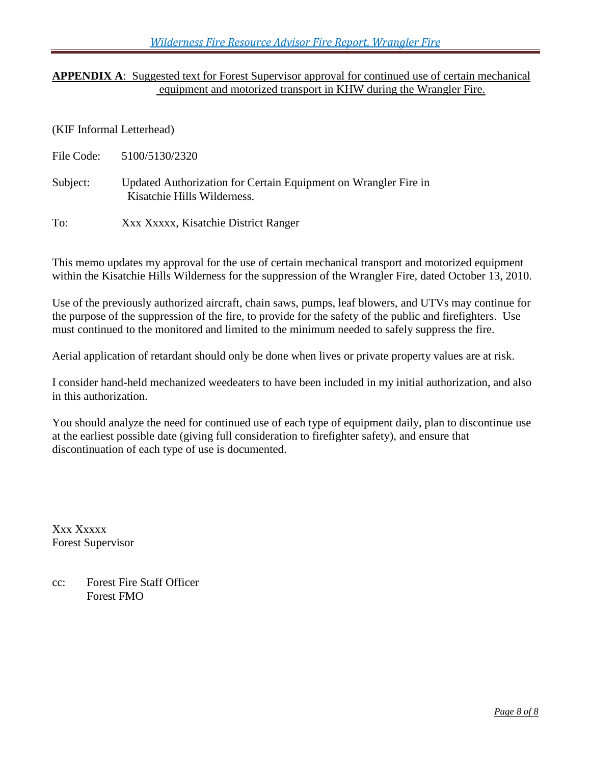**APPENDIX A**: Suggested text for Forest Supervisor approval for continued use of certain mechanical equipment and motorized transport in KHW during the Wrangler Fire.

(KIF Informal Letterhead)

File Code: 5100/5130/2320

Subject: Updated Authorization for Certain Equipment on Wrangler Fire in Kisatchie Hills Wilderness.

To: Xxx Xxxxx, Kisatchie District Ranger

This memo updates my approval for the use of certain mechanical transport and motorized equipment within the Kisatchie Hills Wilderness for the suppression of the Wrangler Fire, dated October 13, 2010.

Use of the previously authorized aircraft, chain saws, pumps, leaf blowers, and UTVs may continue for the purpose of the suppression of the fire, to provide for the safety of the public and firefighters. Use must continued to the monitored and limited to the minimum needed to safely suppress the fire.

Aerial application of retardant should only be done when lives or private property values are at risk.

I consider hand-held mechanized weedeaters to have been included in my initial authorization, and also in this authorization.

You should analyze the need for continued use of each type of equipment daily, plan to discontinue use at the earliest possible date (giving full consideration to firefighter safety), and ensure that discontinuation of each type of use is documented.

Xxx Xxxxx
Forest Supervisor

cc: Forest Fire Staff Officer
Forest FMO